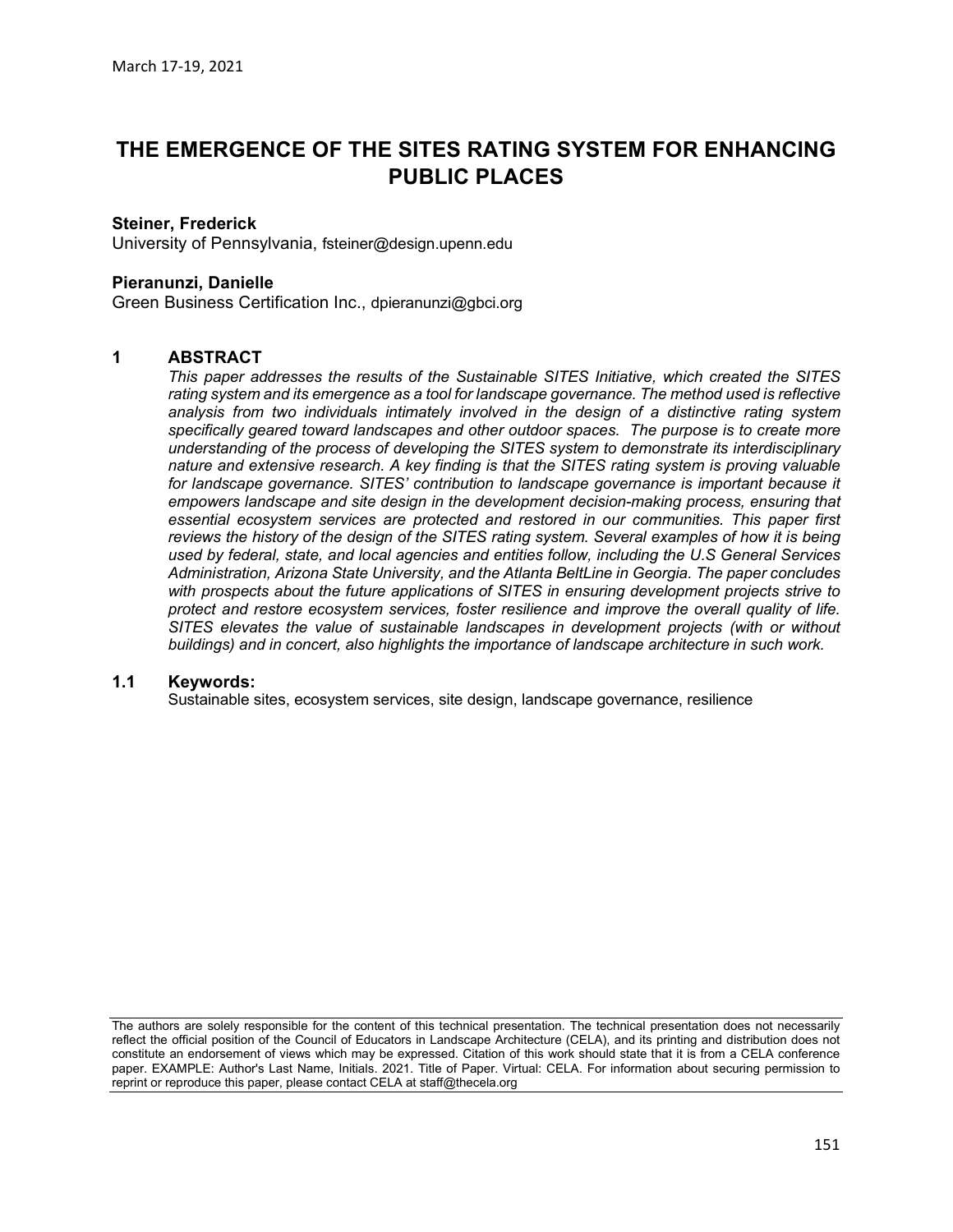March 17-19, 2021

# THE EMERGENCE OF THE SITES RATING SYSTEM FOR ENHANCING PUBLIC PLACES

**Steiner, Frederick**
University of Pennsylvania, fsteiner@design.upenn.edu

**Pieranunzi, Danielle**
Green Business Certification Inc., dpieranunzi@gbci.org

## 1 ABSTRACT

*This paper addresses the results of the Sustainable SITES Initiative, which created the SITES rating system and its emergence as a tool for landscape governance. The method used is reflective analysis from two individuals intimately involved in the design of a distinctive rating system specifically geared toward landscapes and other outdoor spaces. The purpose is to create more understanding of the process of developing the SITES system to demonstrate its interdisciplinary nature and extensive research. A key finding is that the SITES rating system is proving valuable for landscape governance. SITES' contribution to landscape governance is important because it empowers landscape and site design in the development decision-making process, ensuring that essential ecosystem services are protected and restored in our communities. This paper first reviews the history of the design of the SITES rating system. Several examples of how it is being used by federal, state, and local agencies and entities follow, including the U.S General Services Administration, Arizona State University, and the Atlanta BeltLine in Georgia. The paper concludes with prospects about the future applications of SITES in ensuring development projects strive to protect and restore ecosystem services, foster resilience and improve the overall quality of life. SITES elevates the value of sustainable landscapes in development projects (with or without buildings) and in concert, also highlights the importance of landscape architecture in such work.*

### 1.1 Keywords:

Sustainable sites, ecosystem services, site design, landscape governance, resilience

The authors are solely responsible for the content of this technical presentation. The technical presentation does not necessarily reflect the official position of the Council of Educators in Landscape Architecture (CELA), and its printing and distribution does not constitute an endorsement of views which may be expressed. Citation of this work should state that it is from a CELA conference paper. EXAMPLE: Author's Last Name, Initials. 2021. Title of Paper. Virtual: CELA. For information about securing permission to reprint or reproduce this paper, please contact CELA at staff@thecela.org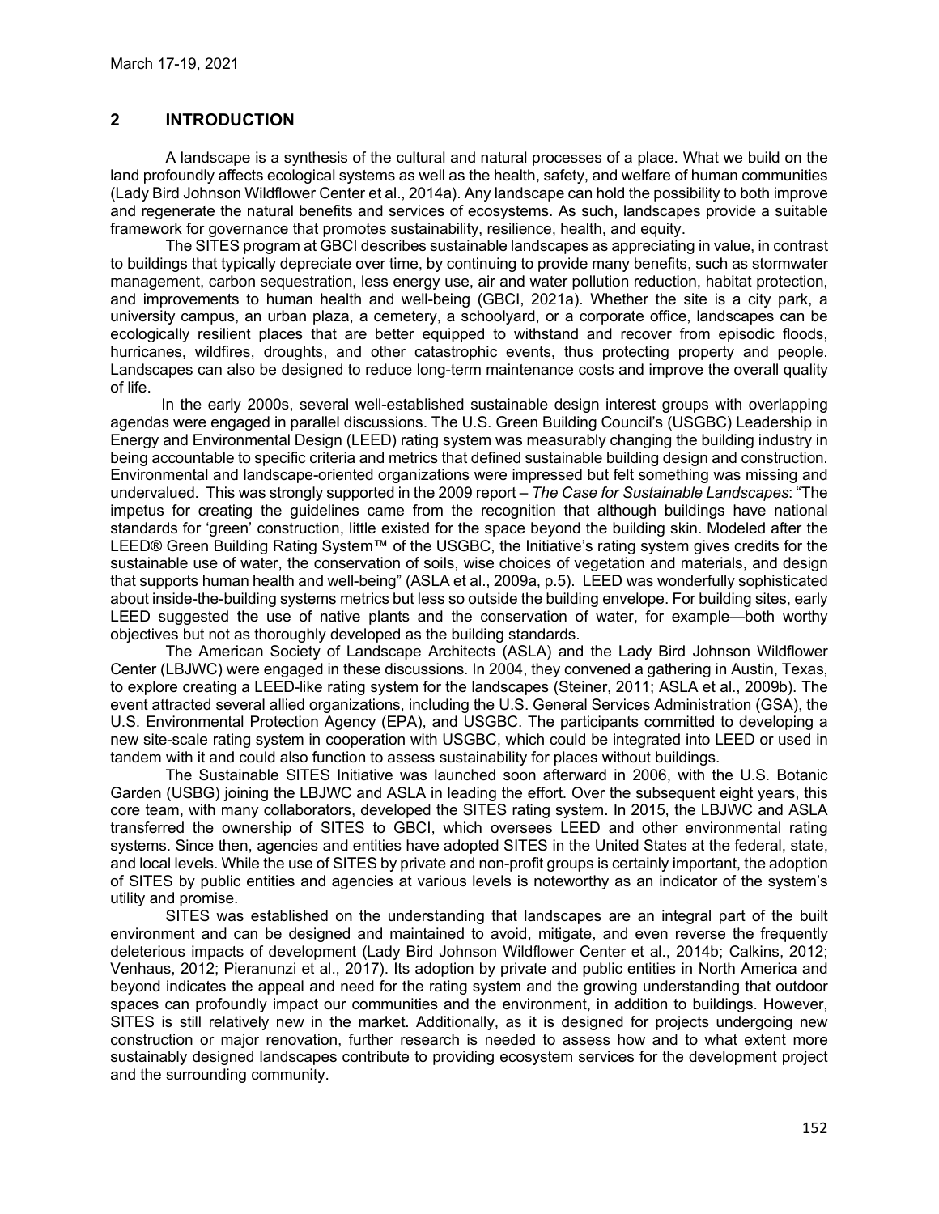## 2 INTRODUCTION

A landscape is a synthesis of the cultural and natural processes of a place. What we build on the land profoundly affects ecological systems as well as the health, safety, and welfare of human communities (Lady Bird Johnson Wildflower Center et al., 2014a). Any landscape can hold the possibility to both improve and regenerate the natural benefits and services of ecosystems. As such, landscapes provide a suitable framework for governance that promotes sustainability, resilience, health, and equity.

The SITES program at GBCI describes sustainable landscapes as appreciating in value, in contrast to buildings that typically depreciate over time, by continuing to provide many benefits, such as stormwater management, carbon sequestration, less energy use, air and water pollution reduction, habitat protection, and improvements to human health and well-being (GBCI, 2021a). Whether the site is a city park, a university campus, an urban plaza, a cemetery, a schoolyard, or a corporate office, landscapes can be ecologically resilient places that are better equipped to withstand and recover from episodic floods, hurricanes, wildfires, droughts, and other catastrophic events, thus protecting property and people. Landscapes can also be designed to reduce long-term maintenance costs and improve the overall quality of life.

In the early 2000s, several well-established sustainable design interest groups with overlapping agendas were engaged in parallel discussions. The U.S. Green Building Council's (USGBC) Leadership in Energy and Environmental Design (LEED) rating system was measurably changing the building industry in being accountable to specific criteria and metrics that defined sustainable building design and construction. Environmental and landscape-oriented organizations were impressed but felt something was missing and undervalued. This was strongly supported in the 2009 report – *The Case for Sustainable Landscapes*: "The impetus for creating the guidelines came from the recognition that although buildings have national standards for 'green' construction, little existed for the space beyond the building skin. Modeled after the LEED® Green Building Rating System™ of the USGBC, the Initiative's rating system gives credits for the sustainable use of water, the conservation of soils, wise choices of vegetation and materials, and design that supports human health and well-being" (ASLA et al., 2009a, p.5). LEED was wonderfully sophisticated about inside-the-building systems metrics but less so outside the building envelope. For building sites, early LEED suggested the use of native plants and the conservation of water, for example—both worthy objectives but not as thoroughly developed as the building standards.

The American Society of Landscape Architects (ASLA) and the Lady Bird Johnson Wildflower Center (LBJWC) were engaged in these discussions. In 2004, they convened a gathering in Austin, Texas, to explore creating a LEED-like rating system for the landscapes (Steiner, 2011; ASLA et al., 2009b). The event attracted several allied organizations, including the U.S. General Services Administration (GSA), the U.S. Environmental Protection Agency (EPA), and USGBC. The participants committed to developing a new site-scale rating system in cooperation with USGBC, which could be integrated into LEED or used in tandem with it and could also function to assess sustainability for places without buildings.

The Sustainable SITES Initiative was launched soon afterward in 2006, with the U.S. Botanic Garden (USBG) joining the LBJWC and ASLA in leading the effort. Over the subsequent eight years, this core team, with many collaborators, developed the SITES rating system. In 2015, the LBJWC and ASLA transferred the ownership of SITES to GBCI, which oversees LEED and other environmental rating systems. Since then, agencies and entities have adopted SITES in the United States at the federal, state, and local levels. While the use of SITES by private and non-profit groups is certainly important, the adoption of SITES by public entities and agencies at various levels is noteworthy as an indicator of the system's utility and promise.

SITES was established on the understanding that landscapes are an integral part of the built environment and can be designed and maintained to avoid, mitigate, and even reverse the frequently deleterious impacts of development (Lady Bird Johnson Wildflower Center et al., 2014b; Calkins, 2012; Venhaus, 2012; Pieranunzi et al., 2017). Its adoption by private and public entities in North America and beyond indicates the appeal and need for the rating system and the growing understanding that outdoor spaces can profoundly impact our communities and the environment, in addition to buildings. However, SITES is still relatively new in the market. Additionally, as it is designed for projects undergoing new construction or major renovation, further research is needed to assess how and to what extent more sustainably designed landscapes contribute to providing ecosystem services for the development project and the surrounding community.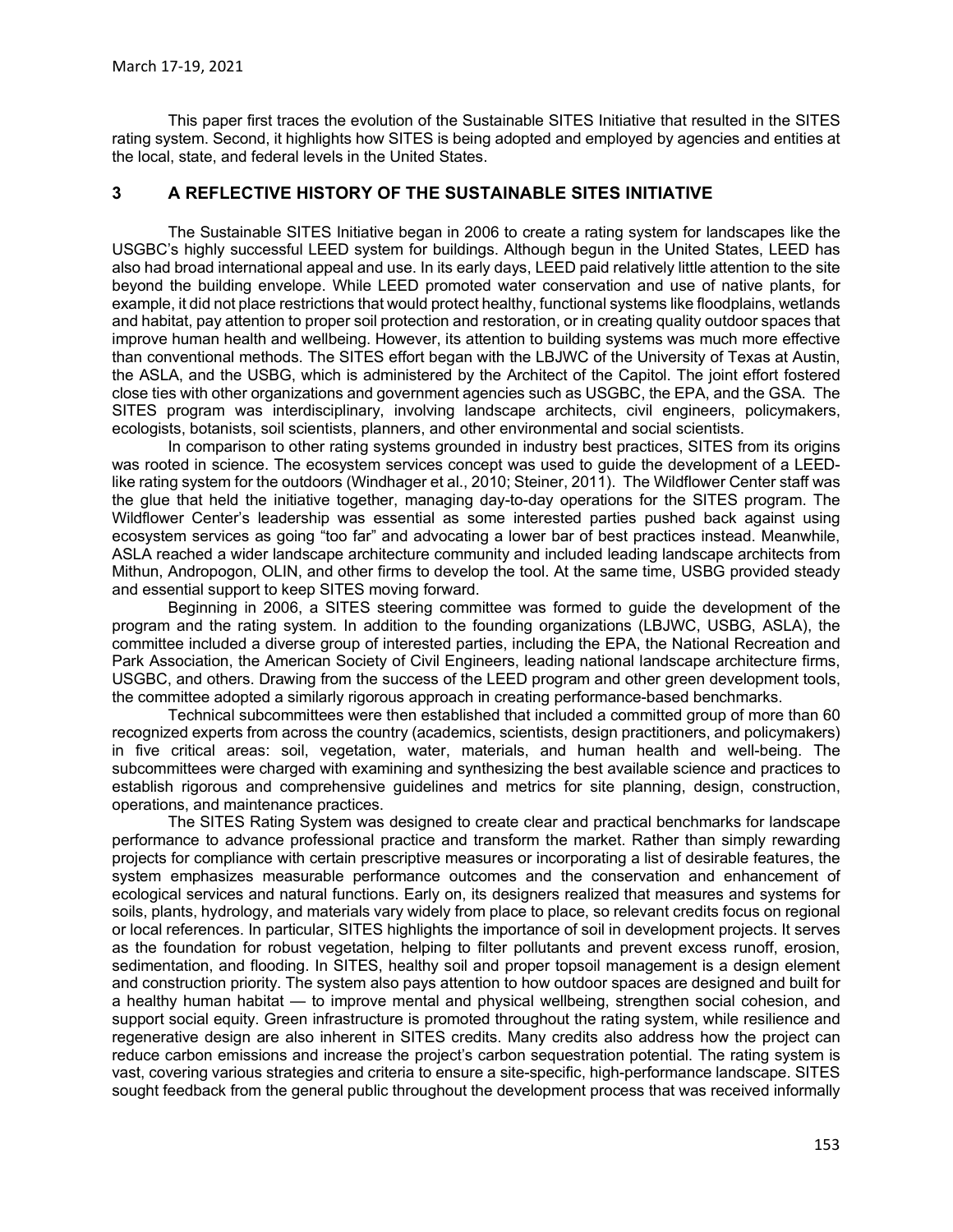This paper first traces the evolution of the Sustainable SITES Initiative that resulted in the SITES rating system. Second, it highlights how SITES is being adopted and employed by agencies and entities at the local, state, and federal levels in the United States.

## 3 A REFLECTIVE HISTORY OF THE SUSTAINABLE SITES INITIATIVE

The Sustainable SITES Initiative began in 2006 to create a rating system for landscapes like the USGBC's highly successful LEED system for buildings. Although begun in the United States, LEED has also had broad international appeal and use. In its early days, LEED paid relatively little attention to the site beyond the building envelope. While LEED promoted water conservation and use of native plants, for example, it did not place restrictions that would protect healthy, functional systems like floodplains, wetlands and habitat, pay attention to proper soil protection and restoration, or in creating quality outdoor spaces that improve human health and wellbeing. However, its attention to building systems was much more effective than conventional methods. The SITES effort began with the LBJWC of the University of Texas at Austin, the ASLA, and the USBG, which is administered by the Architect of the Capitol. The joint effort fostered close ties with other organizations and government agencies such as USGBC, the EPA, and the GSA. The SITES program was interdisciplinary, involving landscape architects, civil engineers, policymakers, ecologists, botanists, soil scientists, planners, and other environmental and social scientists.

In comparison to other rating systems grounded in industry best practices, SITES from its origins was rooted in science. The ecosystem services concept was used to guide the development of a LEED-like rating system for the outdoors (Windhager et al., 2010; Steiner, 2011). The Wildflower Center staff was the glue that held the initiative together, managing day-to-day operations for the SITES program. The Wildflower Center's leadership was essential as some interested parties pushed back against using ecosystem services as going "too far" and advocating a lower bar of best practices instead. Meanwhile, ASLA reached a wider landscape architecture community and included leading landscape architects from Mithun, Andropogon, OLIN, and other firms to develop the tool. At the same time, USBG provided steady and essential support to keep SITES moving forward.

Beginning in 2006, a SITES steering committee was formed to guide the development of the program and the rating system. In addition to the founding organizations (LBJWC, USBG, ASLA), the committee included a diverse group of interested parties, including the EPA, the National Recreation and Park Association, the American Society of Civil Engineers, leading national landscape architecture firms, USGBC, and others. Drawing from the success of the LEED program and other green development tools, the committee adopted a similarly rigorous approach in creating performance-based benchmarks.

Technical subcommittees were then established that included a committed group of more than 60 recognized experts from across the country (academics, scientists, design practitioners, and policymakers) in five critical areas: soil, vegetation, water, materials, and human health and well-being. The subcommittees were charged with examining and synthesizing the best available science and practices to establish rigorous and comprehensive guidelines and metrics for site planning, design, construction, operations, and maintenance practices.

The SITES Rating System was designed to create clear and practical benchmarks for landscape performance to advance professional practice and transform the market. Rather than simply rewarding projects for compliance with certain prescriptive measures or incorporating a list of desirable features, the system emphasizes measurable performance outcomes and the conservation and enhancement of ecological services and natural functions. Early on, its designers realized that measures and systems for soils, plants, hydrology, and materials vary widely from place to place, so relevant credits focus on regional or local references. In particular, SITES highlights the importance of soil in development projects. It serves as the foundation for robust vegetation, helping to filter pollutants and prevent excess runoff, erosion, sedimentation, and flooding. In SITES, healthy soil and proper topsoil management is a design element and construction priority. The system also pays attention to how outdoor spaces are designed and built for a healthy human habitat — to improve mental and physical wellbeing, strengthen social cohesion, and support social equity. Green infrastructure is promoted throughout the rating system, while resilience and regenerative design are also inherent in SITES credits. Many credits also address how the project can reduce carbon emissions and increase the project's carbon sequestration potential. The rating system is vast, covering various strategies and criteria to ensure a site-specific, high-performance landscape. SITES sought feedback from the general public throughout the development process that was received informally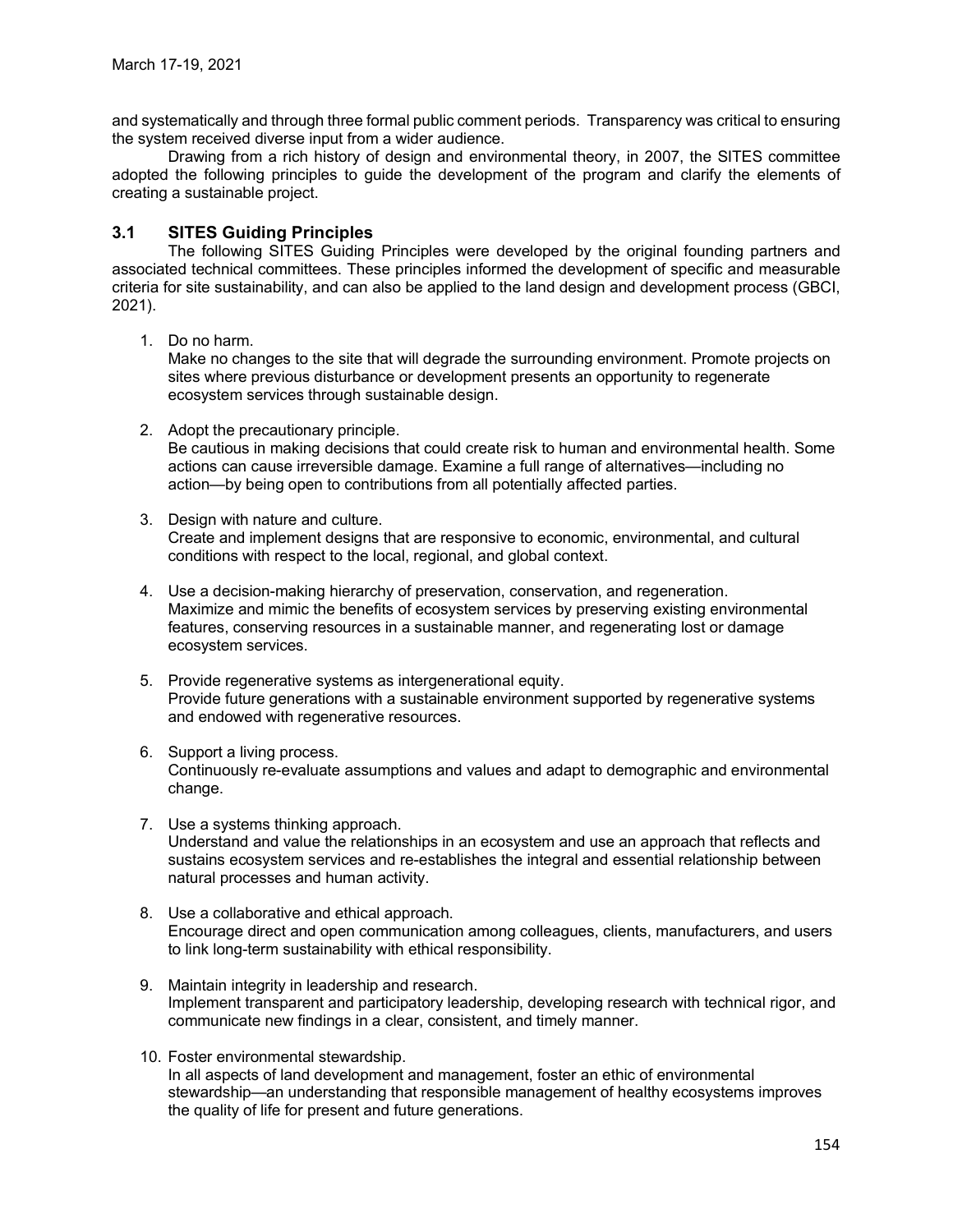and systematically and through three formal public comment periods. Transparency was critical to ensuring the system received diverse input from a wider audience.

Drawing from a rich history of design and environmental theory, in 2007, the SITES committee adopted the following principles to guide the development of the program and clarify the elements of creating a sustainable project.

## 3.1 SITES Guiding Principles

The following SITES Guiding Principles were developed by the original founding partners and associated technical committees. These principles informed the development of specific and measurable criteria for site sustainability, and can also be applied to the land design and development process (GBCI, 2021).

1. Do no harm.
   Make no changes to the site that will degrade the surrounding environment. Promote projects on sites where previous disturbance or development presents an opportunity to regenerate ecosystem services through sustainable design.

2. Adopt the precautionary principle.
   Be cautious in making decisions that could create risk to human and environmental health. Some actions can cause irreversible damage. Examine a full range of alternatives—including no action—by being open to contributions from all potentially affected parties.

3. Design with nature and culture.
   Create and implement designs that are responsive to economic, environmental, and cultural conditions with respect to the local, regional, and global context.

4. Use a decision-making hierarchy of preservation, conservation, and regeneration.
   Maximize and mimic the benefits of ecosystem services by preserving existing environmental features, conserving resources in a sustainable manner, and regenerating lost or damage ecosystem services.

5. Provide regenerative systems as intergenerational equity.
   Provide future generations with a sustainable environment supported by regenerative systems and endowed with regenerative resources.

6. Support a living process.
   Continuously re-evaluate assumptions and values and adapt to demographic and environmental change.

7. Use a systems thinking approach.
   Understand and value the relationships in an ecosystem and use an approach that reflects and sustains ecosystem services and re-establishes the integral and essential relationship between natural processes and human activity.

8. Use a collaborative and ethical approach.
   Encourage direct and open communication among colleagues, clients, manufacturers, and users to link long-term sustainability with ethical responsibility.

9. Maintain integrity in leadership and research.
   Implement transparent and participatory leadership, developing research with technical rigor, and communicate new findings in a clear, consistent, and timely manner.

10. Foster environmental stewardship.
    In all aspects of land development and management, foster an ethic of environmental stewardship—an understanding that responsible management of healthy ecosystems improves the quality of life for present and future generations.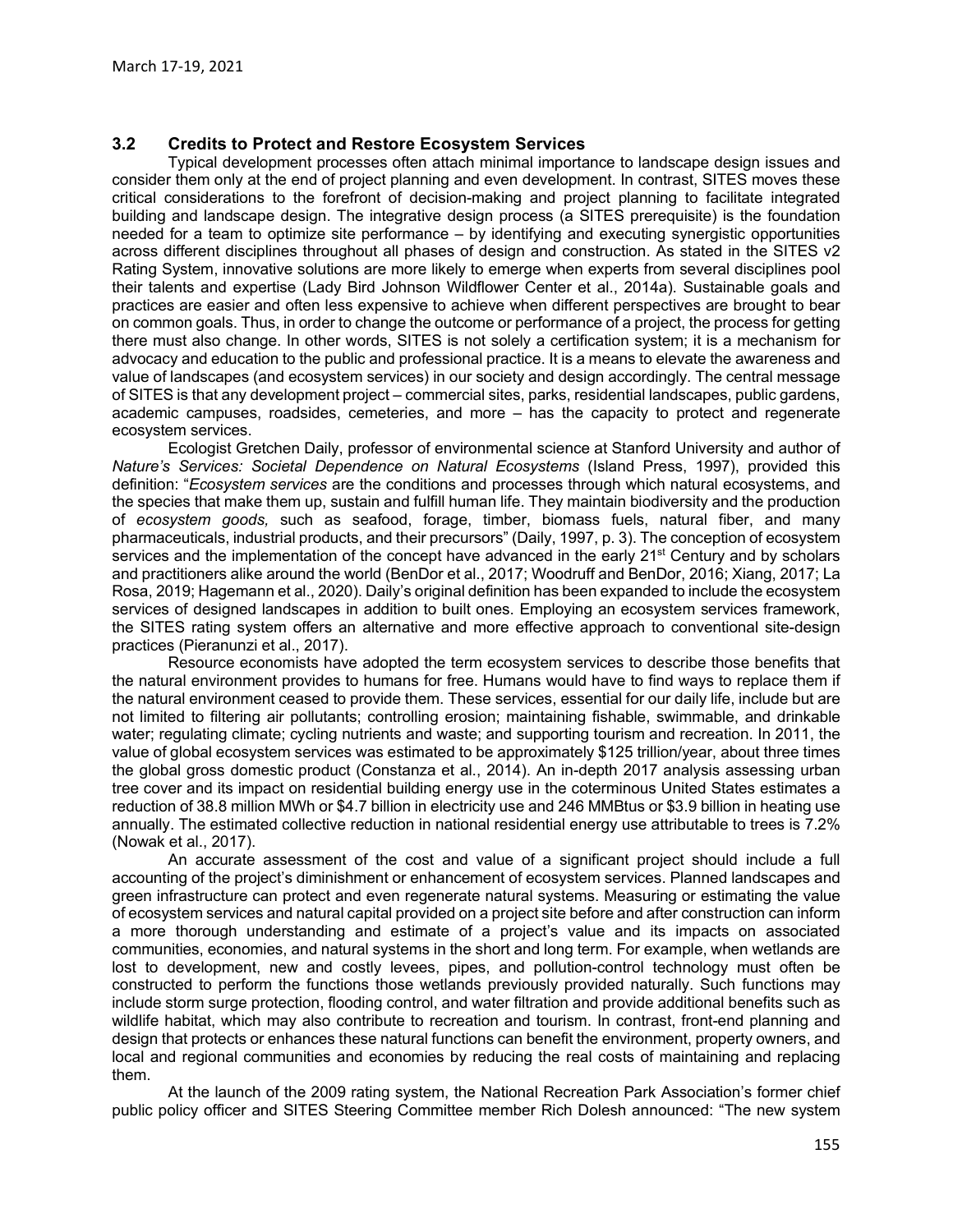### 3.2 Credits to Protect and Restore Ecosystem Services

Typical development processes often attach minimal importance to landscape design issues and consider them only at the end of project planning and even development. In contrast, SITES moves these critical considerations to the forefront of decision-making and project planning to facilitate integrated building and landscape design. The integrative design process (a SITES prerequisite) is the foundation needed for a team to optimize site performance – by identifying and executing synergistic opportunities across different disciplines throughout all phases of design and construction. As stated in the SITES v2 Rating System, innovative solutions are more likely to emerge when experts from several disciplines pool their talents and expertise (Lady Bird Johnson Wildflower Center et al., 2014a). Sustainable goals and practices are easier and often less expensive to achieve when different perspectives are brought to bear on common goals. Thus, in order to change the outcome or performance of a project, the process for getting there must also change. In other words, SITES is not solely a certification system; it is a mechanism for advocacy and education to the public and professional practice. It is a means to elevate the awareness and value of landscapes (and ecosystem services) in our society and design accordingly. The central message of SITES is that any development project – commercial sites, parks, residential landscapes, public gardens, academic campuses, roadsides, cemeteries, and more – has the capacity to protect and regenerate ecosystem services.

Ecologist Gretchen Daily, professor of environmental science at Stanford University and author of *Nature's Services: Societal Dependence on Natural Ecosystems* (Island Press, 1997), provided this definition: "*Ecosystem services* are the conditions and processes through which natural ecosystems, and the species that make them up, sustain and fulfill human life. They maintain biodiversity and the production of *ecosystem goods,* such as seafood, forage, timber, biomass fuels, natural fiber, and many pharmaceuticals, industrial products, and their precursors" (Daily, 1997, p. 3). The conception of ecosystem services and the implementation of the concept have advanced in the early 21st Century and by scholars and practitioners alike around the world (BenDor et al., 2017; Woodruff and BenDor, 2016; Xiang, 2017; La Rosa, 2019; Hagemann et al., 2020). Daily's original definition has been expanded to include the ecosystem services of designed landscapes in addition to built ones. Employing an ecosystem services framework, the SITES rating system offers an alternative and more effective approach to conventional site-design practices (Pieranunzi et al., 2017).

Resource economists have adopted the term ecosystem services to describe those benefits that the natural environment provides to humans for free. Humans would have to find ways to replace them if the natural environment ceased to provide them. These services, essential for our daily life, include but are not limited to filtering air pollutants; controlling erosion; maintaining fishable, swimmable, and drinkable water; regulating climate; cycling nutrients and waste; and supporting tourism and recreation. In 2011, the value of global ecosystem services was estimated to be approximately $125 trillion/year, about three times the global gross domestic product (Constanza et al., 2014). An in-depth 2017 analysis assessing urban tree cover and its impact on residential building energy use in the coterminous United States estimates a reduction of 38.8 million MWh or $4.7 billion in electricity use and 246 MMBtus or $3.9 billion in heating use annually. The estimated collective reduction in national residential energy use attributable to trees is 7.2% (Nowak et al., 2017).

An accurate assessment of the cost and value of a significant project should include a full accounting of the project's diminishment or enhancement of ecosystem services. Planned landscapes and green infrastructure can protect and even regenerate natural systems. Measuring or estimating the value of ecosystem services and natural capital provided on a project site before and after construction can inform a more thorough understanding and estimate of a project's value and its impacts on associated communities, economies, and natural systems in the short and long term. For example, when wetlands are lost to development, new and costly levees, pipes, and pollution-control technology must often be constructed to perform the functions those wetlands previously provided naturally. Such functions may include storm surge protection, flooding control, and water filtration and provide additional benefits such as wildlife habitat, which may also contribute to recreation and tourism. In contrast, front-end planning and design that protects or enhances these natural functions can benefit the environment, property owners, and local and regional communities and economies by reducing the real costs of maintaining and replacing them.

At the launch of the 2009 rating system, the National Recreation Park Association's former chief public policy officer and SITES Steering Committee member Rich Dolesh announced: "The new system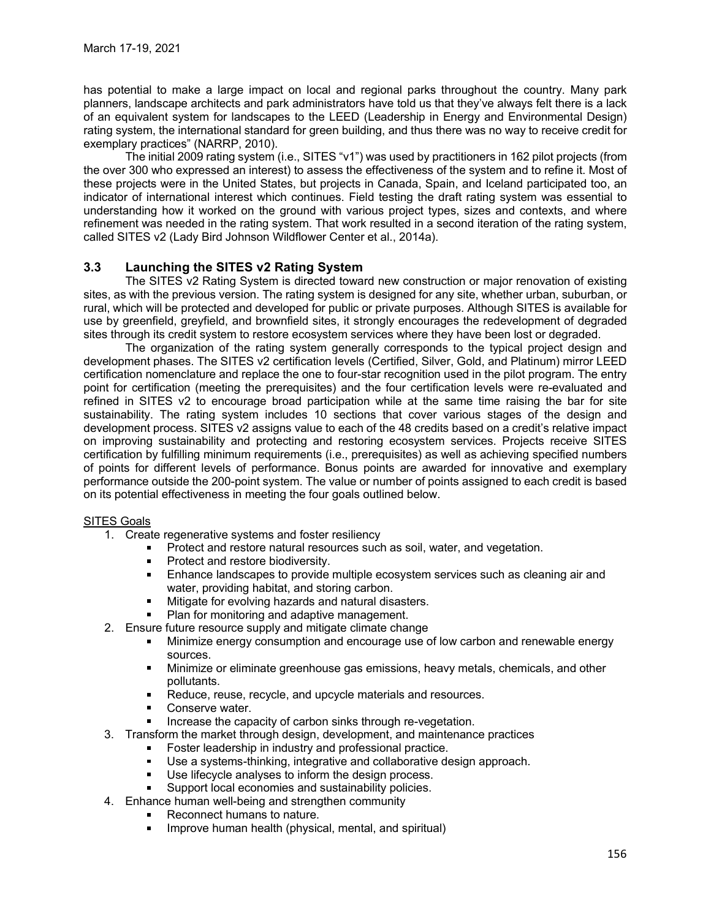has potential to make a large impact on local and regional parks throughout the country. Many park planners, landscape architects and park administrators have told us that they've always felt there is a lack of an equivalent system for landscapes to the LEED (Leadership in Energy and Environmental Design) rating system, the international standard for green building, and thus there was no way to receive credit for exemplary practices" (NARRP, 2010).

The initial 2009 rating system (i.e., SITES "v1") was used by practitioners in 162 pilot projects (from the over 300 who expressed an interest) to assess the effectiveness of the system and to refine it. Most of these projects were in the United States, but projects in Canada, Spain, and Iceland participated too, an indicator of international interest which continues. Field testing the draft rating system was essential to understanding how it worked on the ground with various project types, sizes and contexts, and where refinement was needed in the rating system. That work resulted in a second iteration of the rating system, called SITES v2 (Lady Bird Johnson Wildflower Center et al., 2014a).

### 3.3 Launching the SITES v2 Rating System

The SITES v2 Rating System is directed toward new construction or major renovation of existing sites, as with the previous version. The rating system is designed for any site, whether urban, suburban, or rural, which will be protected and developed for public or private purposes. Although SITES is available for use by greenfield, greyfield, and brownfield sites, it strongly encourages the redevelopment of degraded sites through its credit system to restore ecosystem services where they have been lost or degraded.

The organization of the rating system generally corresponds to the typical project design and development phases. The SITES v2 certification levels (Certified, Silver, Gold, and Platinum) mirror LEED certification nomenclature and replace the one to four-star recognition used in the pilot program. The entry point for certification (meeting the prerequisites) and the four certification levels were re-evaluated and refined in SITES v2 to encourage broad participation while at the same time raising the bar for site sustainability. The rating system includes 10 sections that cover various stages of the design and development process. SITES v2 assigns value to each of the 48 credits based on a credit's relative impact on improving sustainability and protecting and restoring ecosystem services. Projects receive SITES certification by fulfilling minimum requirements (i.e., prerequisites) as well as achieving specified numbers of points for different levels of performance. Bonus points are awarded for innovative and exemplary performance outside the 200-point system. The value or number of points assigned to each credit is based on its potential effectiveness in meeting the four goals outlined below.

<u>SITES Goals</u>

1. Create regenerative systems and foster resiliency
   - Protect and restore natural resources such as soil, water, and vegetation.
   - Protect and restore biodiversity.
   - Enhance landscapes to provide multiple ecosystem services such as cleaning air and water, providing habitat, and storing carbon.
   - Mitigate for evolving hazards and natural disasters.
   - Plan for monitoring and adaptive management.
2. Ensure future resource supply and mitigate climate change
   - Minimize energy consumption and encourage use of low carbon and renewable energy sources.
   - Minimize or eliminate greenhouse gas emissions, heavy metals, chemicals, and other pollutants.
   - Reduce, reuse, recycle, and upcycle materials and resources.
   - Conserve water.
   - Increase the capacity of carbon sinks through re-vegetation.
3. Transform the market through design, development, and maintenance practices
   - Foster leadership in industry and professional practice.
   - Use a systems-thinking, integrative and collaborative design approach.
   - Use lifecycle analyses to inform the design process.
   - Support local economies and sustainability policies.
4. Enhance human well-being and strengthen community
   - Reconnect humans to nature.
   - Improve human health (physical, mental, and spiritual)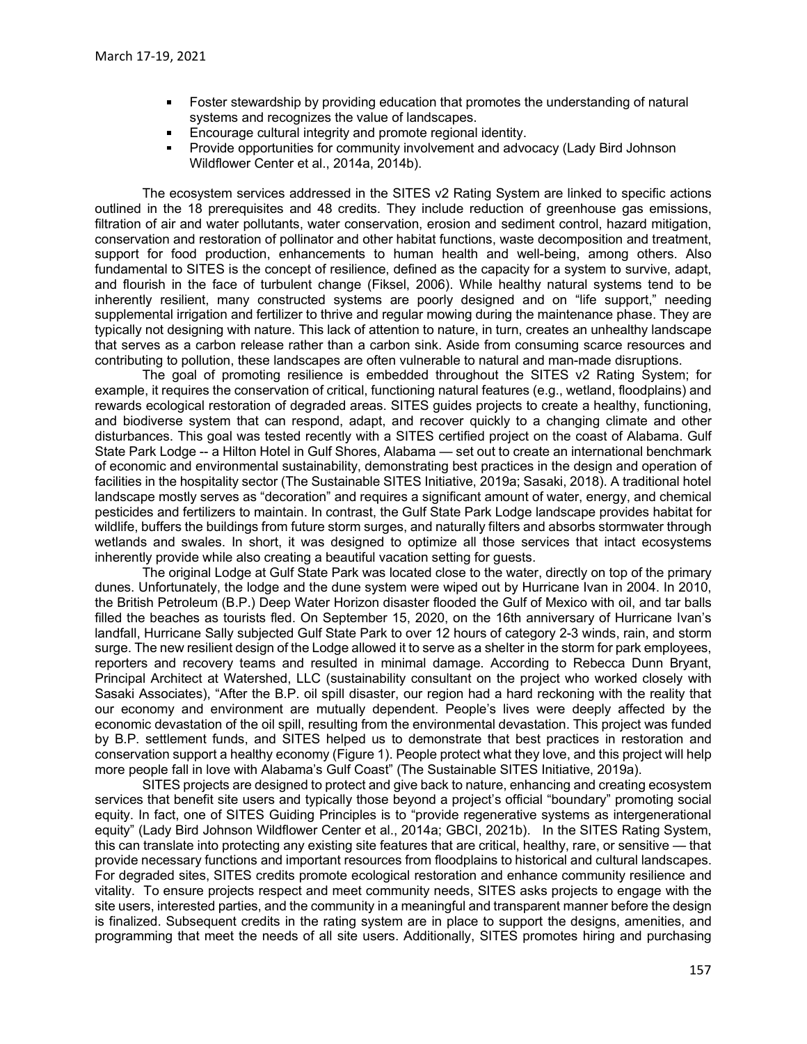- Foster stewardship by providing education that promotes the understanding of natural systems and recognizes the value of landscapes.
- Encourage cultural integrity and promote regional identity.
- Provide opportunities for community involvement and advocacy (Lady Bird Johnson Wildflower Center et al., 2014a, 2014b).

The ecosystem services addressed in the SITES v2 Rating System are linked to specific actions outlined in the 18 prerequisites and 48 credits. They include reduction of greenhouse gas emissions, filtration of air and water pollutants, water conservation, erosion and sediment control, hazard mitigation, conservation and restoration of pollinator and other habitat functions, waste decomposition and treatment, support for food production, enhancements to human health and well-being, among others. Also fundamental to SITES is the concept of resilience, defined as the capacity for a system to survive, adapt, and flourish in the face of turbulent change (Fiksel, 2006). While healthy natural systems tend to be inherently resilient, many constructed systems are poorly designed and on "life support," needing supplemental irrigation and fertilizer to thrive and regular mowing during the maintenance phase. They are typically not designing with nature. This lack of attention to nature, in turn, creates an unhealthy landscape that serves as a carbon release rather than a carbon sink. Aside from consuming scarce resources and contributing to pollution, these landscapes are often vulnerable to natural and man-made disruptions.

The goal of promoting resilience is embedded throughout the SITES v2 Rating System; for example, it requires the conservation of critical, functioning natural features (e.g., wetland, floodplains) and rewards ecological restoration of degraded areas. SITES guides projects to create a healthy, functioning, and biodiverse system that can respond, adapt, and recover quickly to a changing climate and other disturbances. This goal was tested recently with a SITES certified project on the coast of Alabama. Gulf State Park Lodge -- a Hilton Hotel in Gulf Shores, Alabama — set out to create an international benchmark of economic and environmental sustainability, demonstrating best practices in the design and operation of facilities in the hospitality sector (The Sustainable SITES Initiative, 2019a; Sasaki, 2018). A traditional hotel landscape mostly serves as "decoration" and requires a significant amount of water, energy, and chemical pesticides and fertilizers to maintain. In contrast, the Gulf State Park Lodge landscape provides habitat for wildlife, buffers the buildings from future storm surges, and naturally filters and absorbs stormwater through wetlands and swales. In short, it was designed to optimize all those services that intact ecosystems inherently provide while also creating a beautiful vacation setting for guests.

The original Lodge at Gulf State Park was located close to the water, directly on top of the primary dunes. Unfortunately, the lodge and the dune system were wiped out by Hurricane Ivan in 2004. In 2010, the British Petroleum (B.P.) Deep Water Horizon disaster flooded the Gulf of Mexico with oil, and tar balls filled the beaches as tourists fled. On September 15, 2020, on the 16th anniversary of Hurricane Ivan's landfall, Hurricane Sally subjected Gulf State Park to over 12 hours of category 2-3 winds, rain, and storm surge. The new resilient design of the Lodge allowed it to serve as a shelter in the storm for park employees, reporters and recovery teams and resulted in minimal damage. According to Rebecca Dunn Bryant, Principal Architect at Watershed, LLC (sustainability consultant on the project who worked closely with Sasaki Associates), "After the B.P. oil spill disaster, our region had a hard reckoning with the reality that our economy and environment are mutually dependent. People's lives were deeply affected by the economic devastation of the oil spill, resulting from the environmental devastation. This project was funded by B.P. settlement funds, and SITES helped us to demonstrate that best practices in restoration and conservation support a healthy economy (Figure 1). People protect what they love, and this project will help more people fall in love with Alabama's Gulf Coast" (The Sustainable SITES Initiative, 2019a).

SITES projects are designed to protect and give back to nature, enhancing and creating ecosystem services that benefit site users and typically those beyond a project's official "boundary" promoting social equity. In fact, one of SITES Guiding Principles is to "provide regenerative systems as intergenerational equity" (Lady Bird Johnson Wildflower Center et al., 2014a; GBCI, 2021b). In the SITES Rating System, this can translate into protecting any existing site features that are critical, healthy, rare, or sensitive — that provide necessary functions and important resources from floodplains to historical and cultural landscapes. For degraded sites, SITES credits promote ecological restoration and enhance community resilience and vitality. To ensure projects respect and meet community needs, SITES asks projects to engage with the site users, interested parties, and the community in a meaningful and transparent manner before the design is finalized. Subsequent credits in the rating system are in place to support the designs, amenities, and programming that meet the needs of all site users. Additionally, SITES promotes hiring and purchasing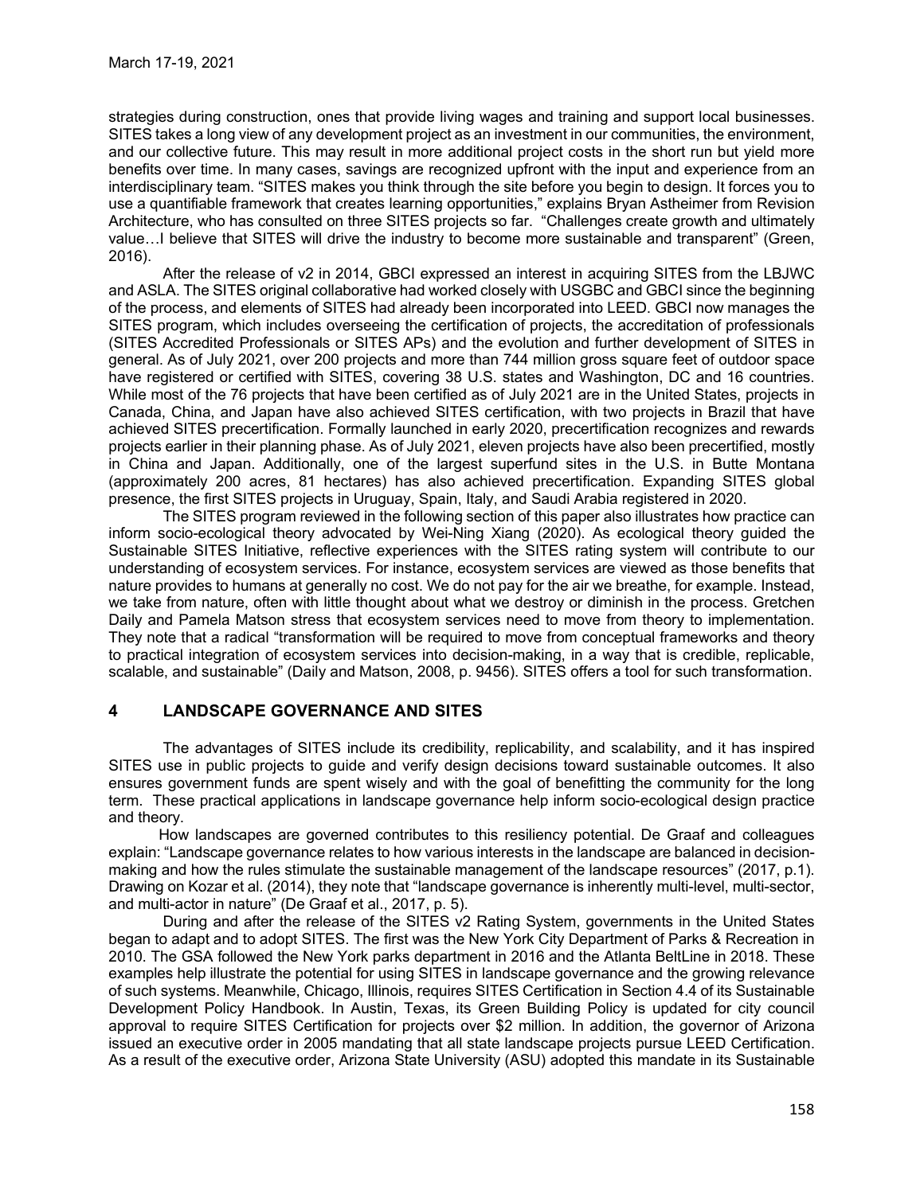strategies during construction, ones that provide living wages and training and support local businesses. SITES takes a long view of any development project as an investment in our communities, the environment, and our collective future. This may result in more additional project costs in the short run but yield more benefits over time. In many cases, savings are recognized upfront with the input and experience from an interdisciplinary team. "SITES makes you think through the site before you begin to design. It forces you to use a quantifiable framework that creates learning opportunities," explains Bryan Astheimer from Revision Architecture, who has consulted on three SITES projects so far. "Challenges create growth and ultimately value…I believe that SITES will drive the industry to become more sustainable and transparent" (Green, 2016).

After the release of v2 in 2014, GBCI expressed an interest in acquiring SITES from the LBJWC and ASLA. The SITES original collaborative had worked closely with USGBC and GBCI since the beginning of the process, and elements of SITES had already been incorporated into LEED. GBCI now manages the SITES program, which includes overseeing the certification of projects, the accreditation of professionals (SITES Accredited Professionals or SITES APs) and the evolution and further development of SITES in general. As of July 2021, over 200 projects and more than 744 million gross square feet of outdoor space have registered or certified with SITES, covering 38 U.S. states and Washington, DC and 16 countries. While most of the 76 projects that have been certified as of July 2021 are in the United States, projects in Canada, China, and Japan have also achieved SITES certification, with two projects in Brazil that have achieved SITES precertification. Formally launched in early 2020, precertification recognizes and rewards projects earlier in their planning phase. As of July 2021, eleven projects have also been precertified, mostly in China and Japan. Additionally, one of the largest superfund sites in the U.S. in Butte Montana (approximately 200 acres, 81 hectares) has also achieved precertification. Expanding SITES global presence, the first SITES projects in Uruguay, Spain, Italy, and Saudi Arabia registered in 2020.

The SITES program reviewed in the following section of this paper also illustrates how practice can inform socio-ecological theory advocated by Wei-Ning Xiang (2020). As ecological theory guided the Sustainable SITES Initiative, reflective experiences with the SITES rating system will contribute to our understanding of ecosystem services. For instance, ecosystem services are viewed as those benefits that nature provides to humans at generally no cost. We do not pay for the air we breathe, for example. Instead, we take from nature, often with little thought about what we destroy or diminish in the process. Gretchen Daily and Pamela Matson stress that ecosystem services need to move from theory to implementation. They note that a radical "transformation will be required to move from conceptual frameworks and theory to practical integration of ecosystem services into decision-making, in a way that is credible, replicable, scalable, and sustainable" (Daily and Matson, 2008, p. 9456). SITES offers a tool for such transformation.

## 4 LANDSCAPE GOVERNANCE AND SITES

The advantages of SITES include its credibility, replicability, and scalability, and it has inspired SITES use in public projects to guide and verify design decisions toward sustainable outcomes. It also ensures government funds are spent wisely and with the goal of benefitting the community for the long term. These practical applications in landscape governance help inform socio-ecological design practice and theory.

How landscapes are governed contributes to this resiliency potential. De Graaf and colleagues explain: "Landscape governance relates to how various interests in the landscape are balanced in decision-making and how the rules stimulate the sustainable management of the landscape resources" (2017, p.1). Drawing on Kozar et al. (2014), they note that "landscape governance is inherently multi-level, multi-sector, and multi-actor in nature" (De Graaf et al., 2017, p. 5).

During and after the release of the SITES v2 Rating System, governments in the United States began to adapt and to adopt SITES. The first was the New York City Department of Parks & Recreation in 2010. The GSA followed the New York parks department in 2016 and the Atlanta BeltLine in 2018. These examples help illustrate the potential for using SITES in landscape governance and the growing relevance of such systems. Meanwhile, Chicago, Illinois, requires SITES Certification in Section 4.4 of its Sustainable Development Policy Handbook. In Austin, Texas, its Green Building Policy is updated for city council approval to require SITES Certification for projects over $2 million. In addition, the governor of Arizona issued an executive order in 2005 mandating that all state landscape projects pursue LEED Certification. As a result of the executive order, Arizona State University (ASU) adopted this mandate in its Sustainable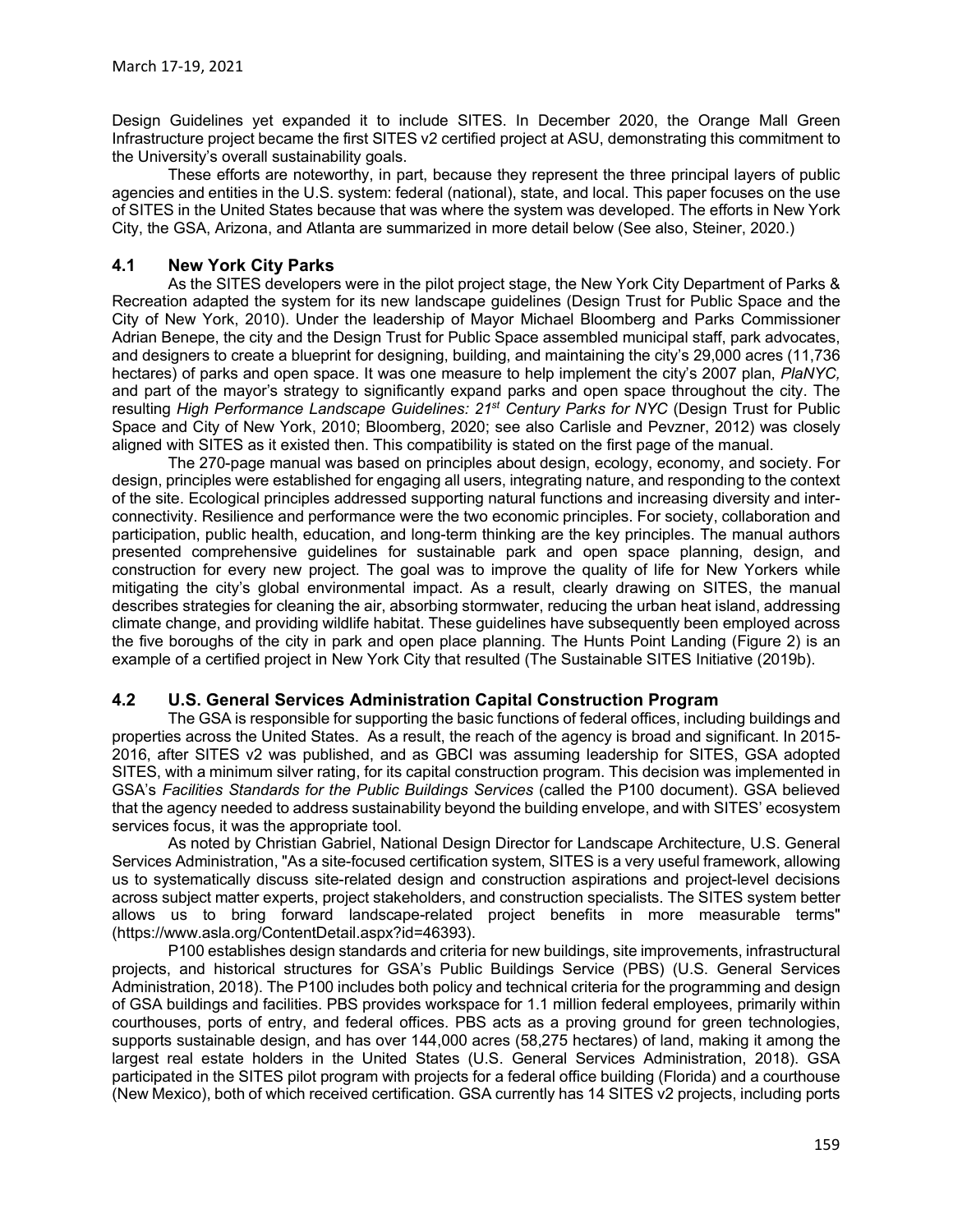Design Guidelines yet expanded it to include SITES. In December 2020, the Orange Mall Green Infrastructure project became the first SITES v2 certified project at ASU, demonstrating this commitment to the University's overall sustainability goals.

These efforts are noteworthy, in part, because they represent the three principal layers of public agencies and entities in the U.S. system: federal (national), state, and local. This paper focuses on the use of SITES in the United States because that was where the system was developed. The efforts in New York City, the GSA, Arizona, and Atlanta are summarized in more detail below (See also, Steiner, 2020.)

## 4.1 New York City Parks

As the SITES developers were in the pilot project stage, the New York City Department of Parks & Recreation adapted the system for its new landscape guidelines (Design Trust for Public Space and the City of New York, 2010). Under the leadership of Mayor Michael Bloomberg and Parks Commissioner Adrian Benepe, the city and the Design Trust for Public Space assembled municipal staff, park advocates, and designers to create a blueprint for designing, building, and maintaining the city's 29,000 acres (11,736 hectares) of parks and open space. It was one measure to help implement the city's 2007 plan, *PlaNYC,* and part of the mayor's strategy to significantly expand parks and open space throughout the city. The resulting *High Performance Landscape Guidelines: 21st Century Parks for NYC* (Design Trust for Public Space and City of New York, 2010; Bloomberg, 2020; see also Carlisle and Pevzner, 2012) was closely aligned with SITES as it existed then. This compatibility is stated on the first page of the manual.

The 270-page manual was based on principles about design, ecology, economy, and society. For design, principles were established for engaging all users, integrating nature, and responding to the context of the site. Ecological principles addressed supporting natural functions and increasing diversity and inter-connectivity. Resilience and performance were the two economic principles. For society, collaboration and participation, public health, education, and long-term thinking are the key principles. The manual authors presented comprehensive guidelines for sustainable park and open space planning, design, and construction for every new project. The goal was to improve the quality of life for New Yorkers while mitigating the city's global environmental impact. As a result, clearly drawing on SITES, the manual describes strategies for cleaning the air, absorbing stormwater, reducing the urban heat island, addressing climate change, and providing wildlife habitat. These guidelines have subsequently been employed across the five boroughs of the city in park and open place planning. The Hunts Point Landing (Figure 2) is an example of a certified project in New York City that resulted (The Sustainable SITES Initiative (2019b).

## 4.2 U.S. General Services Administration Capital Construction Program

The GSA is responsible for supporting the basic functions of federal offices, including buildings and properties across the United States. As a result, the reach of the agency is broad and significant. In 2015-2016, after SITES v2 was published, and as GBCI was assuming leadership for SITES, GSA adopted SITES, with a minimum silver rating, for its capital construction program. This decision was implemented in GSA's *Facilities Standards for the Public Buildings Services* (called the P100 document). GSA believed that the agency needed to address sustainability beyond the building envelope, and with SITES' ecosystem services focus, it was the appropriate tool.

As noted by Christian Gabriel, National Design Director for Landscape Architecture, U.S. General Services Administration, "As a site-focused certification system, SITES is a very useful framework, allowing us to systematically discuss site-related design and construction aspirations and project-level decisions across subject matter experts, project stakeholders, and construction specialists. The SITES system better allows us to bring forward landscape-related project benefits in more measurable terms" (https://www.asla.org/ContentDetail.aspx?id=46393).

P100 establishes design standards and criteria for new buildings, site improvements, infrastructural projects, and historical structures for GSA's Public Buildings Service (PBS) (U.S. General Services Administration, 2018). The P100 includes both policy and technical criteria for the programming and design of GSA buildings and facilities. PBS provides workspace for 1.1 million federal employees, primarily within courthouses, ports of entry, and federal offices. PBS acts as a proving ground for green technologies, supports sustainable design, and has over 144,000 acres (58,275 hectares) of land, making it among the largest real estate holders in the United States (U.S. General Services Administration, 2018). GSA participated in the SITES pilot program with projects for a federal office building (Florida) and a courthouse (New Mexico), both of which received certification. GSA currently has 14 SITES v2 projects, including ports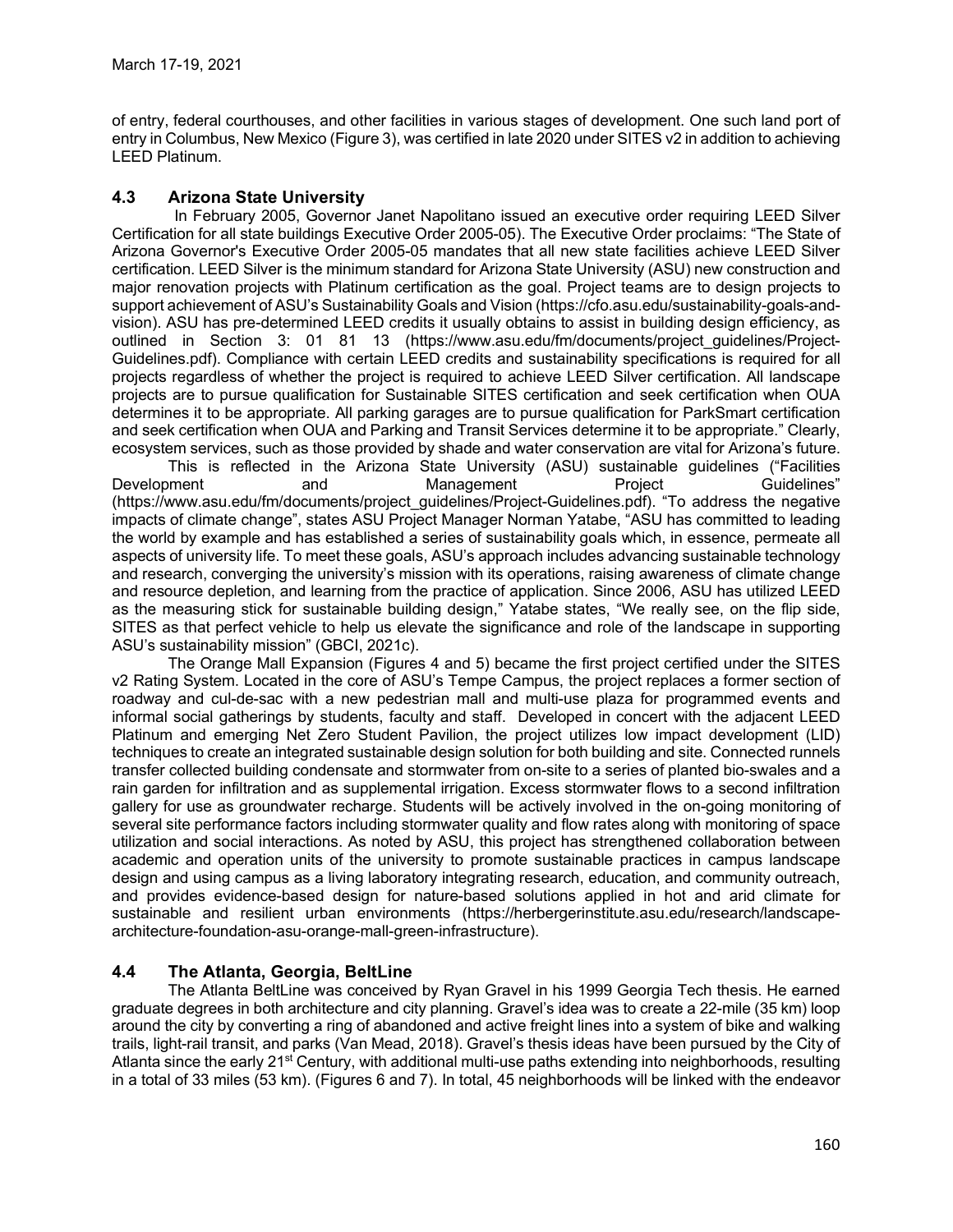of entry, federal courthouses, and other facilities in various stages of development. One such land port of entry in Columbus, New Mexico (Figure 3), was certified in late 2020 under SITES v2 in addition to achieving LEED Platinum.

## 4.3 Arizona State University

In February 2005, Governor Janet Napolitano issued an executive order requiring LEED Silver Certification for all state buildings Executive Order 2005-05). The Executive Order proclaims: "The State of Arizona Governor's Executive Order 2005-05 mandates that all new state facilities achieve LEED Silver certification. LEED Silver is the minimum standard for Arizona State University (ASU) new construction and major renovation projects with Platinum certification as the goal. Project teams are to design projects to support achievement of ASU's Sustainability Goals and Vision (https://cfo.asu.edu/sustainability-goals-and-vision). ASU has pre-determined LEED credits it usually obtains to assist in building design efficiency, as outlined in Section 3: 01 81 13 (https://www.asu.edu/fm/documents/project_guidelines/Project-Guidelines.pdf). Compliance with certain LEED credits and sustainability specifications is required for all projects regardless of whether the project is required to achieve LEED Silver certification. All landscape projects are to pursue qualification for Sustainable SITES certification and seek certification when OUA determines it to be appropriate. All parking garages are to pursue qualification for ParkSmart certification and seek certification when OUA and Parking and Transit Services determine it to be appropriate." Clearly, ecosystem services, such as those provided by shade and water conservation are vital for Arizona's future.

This is reflected in the Arizona State University (ASU) sustainable guidelines ("Facilities Development and Management Project Guidelines" (https://www.asu.edu/fm/documents/project_guidelines/Project-Guidelines.pdf). "To address the negative impacts of climate change", states ASU Project Manager Norman Yatabe, "ASU has committed to leading the world by example and has established a series of sustainability goals which, in essence, permeate all aspects of university life. To meet these goals, ASU's approach includes advancing sustainable technology and research, converging the university's mission with its operations, raising awareness of climate change and resource depletion, and learning from the practice of application. Since 2006, ASU has utilized LEED as the measuring stick for sustainable building design," Yatabe states, "We really see, on the flip side, SITES as that perfect vehicle to help us elevate the significance and role of the landscape in supporting ASU's sustainability mission" (GBCI, 2021c).

The Orange Mall Expansion (Figures 4 and 5) became the first project certified under the SITES v2 Rating System. Located in the core of ASU's Tempe Campus, the project replaces a former section of roadway and cul-de-sac with a new pedestrian mall and multi-use plaza for programmed events and informal social gatherings by students, faculty and staff. Developed in concert with the adjacent LEED Platinum and emerging Net Zero Student Pavilion, the project utilizes low impact development (LID) techniques to create an integrated sustainable design solution for both building and site. Connected runnels transfer collected building condensate and stormwater from on-site to a series of planted bio-swales and a rain garden for infiltration and as supplemental irrigation. Excess stormwater flows to a second infiltration gallery for use as groundwater recharge. Students will be actively involved in the on-going monitoring of several site performance factors including stormwater quality and flow rates along with monitoring of space utilization and social interactions. As noted by ASU, this project has strengthened collaboration between academic and operation units of the university to promote sustainable practices in campus landscape design and using campus as a living laboratory integrating research, education, and community outreach, and provides evidence-based design for nature-based solutions applied in hot and arid climate for sustainable and resilient urban environments (https://herbergerinstitute.asu.edu/research/landscape-architecture-foundation-asu-orange-mall-green-infrastructure).

## 4.4 The Atlanta, Georgia, BeltLine

The Atlanta BeltLine was conceived by Ryan Gravel in his 1999 Georgia Tech thesis. He earned graduate degrees in both architecture and city planning. Gravel's idea was to create a 22-mile (35 km) loop around the city by converting a ring of abandoned and active freight lines into a system of bike and walking trails, light-rail transit, and parks (Van Mead, 2018). Gravel's thesis ideas have been pursued by the City of Atlanta since the early 21st Century, with additional multi-use paths extending into neighborhoods, resulting in a total of 33 miles (53 km). (Figures 6 and 7). In total, 45 neighborhoods will be linked with the endeavor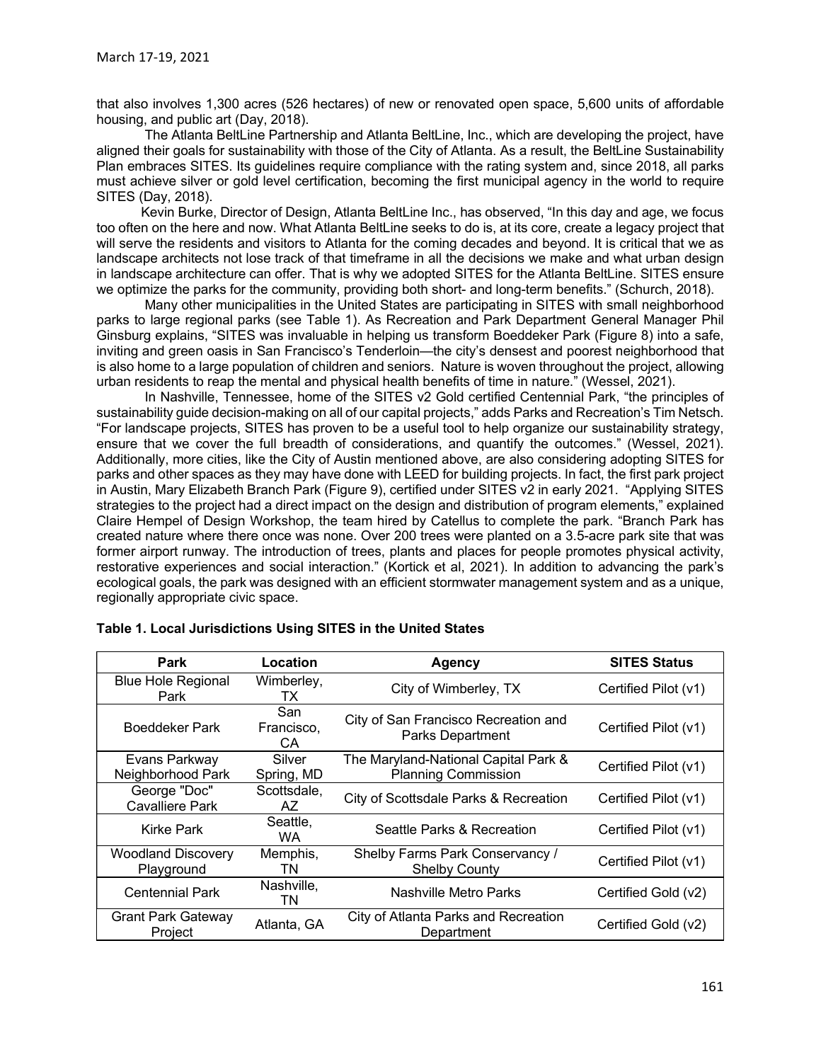that also involves 1,300 acres (526 hectares) of new or renovated open space, 5,600 units of affordable housing, and public art (Day, 2018).

The Atlanta BeltLine Partnership and Atlanta BeltLine, Inc., which are developing the project, have aligned their goals for sustainability with those of the City of Atlanta. As a result, the BeltLine Sustainability Plan embraces SITES. Its guidelines require compliance with the rating system and, since 2018, all parks must achieve silver or gold level certification, becoming the first municipal agency in the world to require SITES (Day, 2018).

Kevin Burke, Director of Design, Atlanta BeltLine Inc., has observed, "In this day and age, we focus too often on the here and now. What Atlanta BeltLine seeks to do is, at its core, create a legacy project that will serve the residents and visitors to Atlanta for the coming decades and beyond. It is critical that we as landscape architects not lose track of that timeframe in all the decisions we make and what urban design in landscape architecture can offer. That is why we adopted SITES for the Atlanta BeltLine. SITES ensure we optimize the parks for the community, providing both short- and long-term benefits." (Schurch, 2018).

Many other municipalities in the United States are participating in SITES with small neighborhood parks to large regional parks (see Table 1). As Recreation and Park Department General Manager Phil Ginsburg explains, "SITES was invaluable in helping us transform Boeddeker Park (Figure 8) into a safe, inviting and green oasis in San Francisco's Tenderloin—the city's densest and poorest neighborhood that is also home to a large population of children and seniors. Nature is woven throughout the project, allowing urban residents to reap the mental and physical health benefits of time in nature." (Wessel, 2021).

In Nashville, Tennessee, home of the SITES v2 Gold certified Centennial Park, "the principles of sustainability guide decision-making on all of our capital projects," adds Parks and Recreation's Tim Netsch. "For landscape projects, SITES has proven to be a useful tool to help organize our sustainability strategy, ensure that we cover the full breadth of considerations, and quantify the outcomes." (Wessel, 2021). Additionally, more cities, like the City of Austin mentioned above, are also considering adopting SITES for parks and other spaces as they may have done with LEED for building projects. In fact, the first park project in Austin, Mary Elizabeth Branch Park (Figure 9), certified under SITES v2 in early 2021. "Applying SITES strategies to the project had a direct impact on the design and distribution of program elements," explained Claire Hempel of Design Workshop, the team hired by Catellus to complete the park. "Branch Park has created nature where there once was none. Over 200 trees were planted on a 3.5-acre park site that was former airport runway. The introduction of trees, plants and places for people promotes physical activity, restorative experiences and social interaction." (Kortick et al, 2021). In addition to advancing the park's ecological goals, the park was designed with an efficient stormwater management system and as a unique, regionally appropriate civic space.

**Table 1. Local Jurisdictions Using SITES in the United States**

| Park | Location | Agency | SITES Status |
|---|---|---|---|
| Blue Hole Regional Park | Wimberley, TX | City of Wimberley, TX | Certified Pilot (v1) |
| Boeddeker Park | San Francisco, CA | City of San Francisco Recreation and Parks Department | Certified Pilot (v1) |
| Evans Parkway Neighborhood Park | Silver Spring, MD | The Maryland-National Capital Park & Planning Commission | Certified Pilot (v1) |
| George "Doc" Cavalliere Park | Scottsdale, AZ | City of Scottsdale Parks & Recreation | Certified Pilot (v1) |
| Kirke Park | Seattle, WA | Seattle Parks & Recreation | Certified Pilot (v1) |
| Woodland Discovery Playground | Memphis, TN | Shelby Farms Park Conservancy / Shelby County | Certified Pilot (v1) |
| Centennial Park | Nashville, TN | Nashville Metro Parks | Certified Gold (v2) |
| Grant Park Gateway Project | Atlanta, GA | City of Atlanta Parks and Recreation Department | Certified Gold (v2) |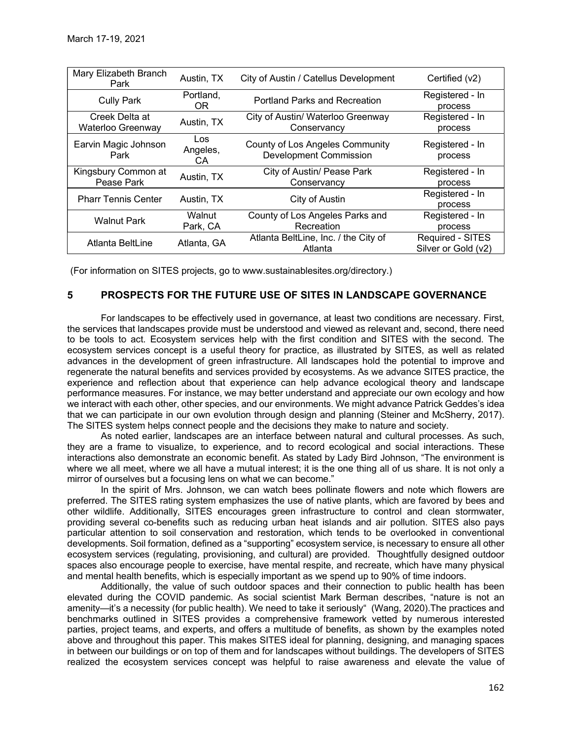| Mary Elizabeth Branch Park | Austin, TX | City of Austin / Catellus Development | Certified (v2) |
|---|---|---|---|
| Cully Park | Portland, OR | Portland Parks and Recreation | Registered - In process |
| Creek Delta at Waterloo Greenway | Austin, TX | City of Austin/ Waterloo Greenway Conservancy | Registered - In process |
| Earvin Magic Johnson Park | Los Angeles, CA | County of Los Angeles Community Development Commission | Registered - In process |
| Kingsbury Common at Pease Park | Austin, TX | City of Austin/ Pease Park Conservancy | Registered - In process |
| Pharr Tennis Center | Austin, TX | City of Austin | Registered - In process |
| Walnut Park | Walnut Park, CA | County of Los Angeles Parks and Recreation | Registered - In process |
| Atlanta BeltLine | Atlanta, GA | Atlanta BeltLine, Inc. / the City of Atlanta | Required - SITES Silver or Gold (v2) |

(For information on SITES projects, go to www.sustainablesites.org/directory.)

## 5 PROSPECTS FOR THE FUTURE USE OF SITES IN LANDSCAPE GOVERNANCE

For landscapes to be effectively used in governance, at least two conditions are necessary. First, the services that landscapes provide must be understood and viewed as relevant and, second, there need to be tools to act. Ecosystem services help with the first condition and SITES with the second. The ecosystem services concept is a useful theory for practice, as illustrated by SITES, as well as related advances in the development of green infrastructure. All landscapes hold the potential to improve and regenerate the natural benefits and services provided by ecosystems. As we advance SITES practice, the experience and reflection about that experience can help advance ecological theory and landscape performance measures. For instance, we may better understand and appreciate our own ecology and how we interact with each other, other species, and our environments. We might advance Patrick Geddes's idea that we can participate in our own evolution through design and planning (Steiner and McSherry, 2017). The SITES system helps connect people and the decisions they make to nature and society.

As noted earlier, landscapes are an interface between natural and cultural processes. As such, they are a frame to visualize, to experience, and to record ecological and social interactions. These interactions also demonstrate an economic benefit. As stated by Lady Bird Johnson, "The environment is where we all meet, where we all have a mutual interest; it is the one thing all of us share. It is not only a mirror of ourselves but a focusing lens on what we can become."

In the spirit of Mrs. Johnson, we can watch bees pollinate flowers and note which flowers are preferred. The SITES rating system emphasizes the use of native plants, which are favored by bees and other wildlife. Additionally, SITES encourages green infrastructure to control and clean stormwater, providing several co-benefits such as reducing urban heat islands and air pollution. SITES also pays particular attention to soil conservation and restoration, which tends to be overlooked in conventional developments. Soil formation, defined as a "supporting" ecosystem service, is necessary to ensure all other ecosystem services (regulating, provisioning, and cultural) are provided. Thoughtfully designed outdoor spaces also encourage people to exercise, have mental respite, and recreate, which have many physical and mental health benefits, which is especially important as we spend up to 90% of time indoors.

Additionally, the value of such outdoor spaces and their connection to public health has been elevated during the COVID pandemic. As social scientist Mark Berman describes, "nature is not an amenity—it's a necessity (for public health). We need to take it seriously" (Wang, 2020).The practices and benchmarks outlined in SITES provides a comprehensive framework vetted by numerous interested parties, project teams, and experts, and offers a multitude of benefits, as shown by the examples noted above and throughout this paper. This makes SITES ideal for planning, designing, and managing spaces in between our buildings or on top of them and for landscapes without buildings. The developers of SITES realized the ecosystem services concept was helpful to raise awareness and elevate the value of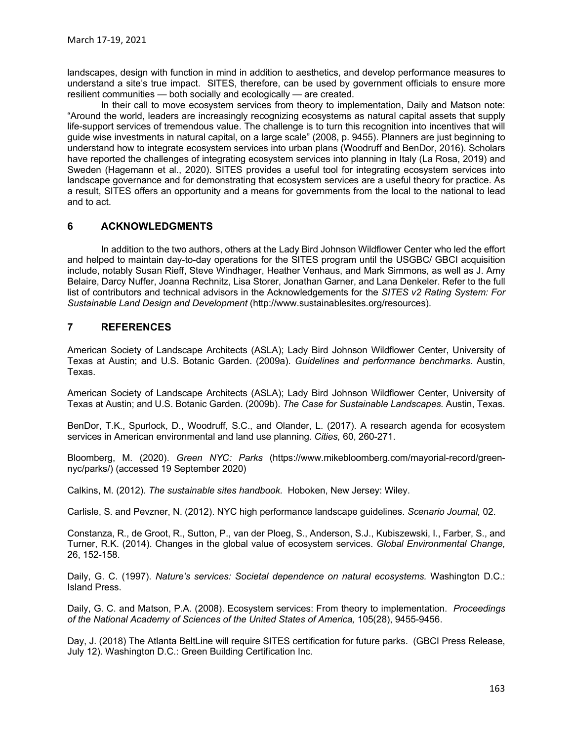landscapes, design with function in mind in addition to aesthetics, and develop performance measures to understand a site's true impact. SITES, therefore, can be used by government officials to ensure more resilient communities — both socially and ecologically — are created.

In their call to move ecosystem services from theory to implementation, Daily and Matson note: "Around the world, leaders are increasingly recognizing ecosystems as natural capital assets that supply life-support services of tremendous value. The challenge is to turn this recognition into incentives that will guide wise investments in natural capital, on a large scale" (2008, p. 9455). Planners are just beginning to understand how to integrate ecosystem services into urban plans (Woodruff and BenDor, 2016). Scholars have reported the challenges of integrating ecosystem services into planning in Italy (La Rosa, 2019) and Sweden (Hagemann et al., 2020). SITES provides a useful tool for integrating ecosystem services into landscape governance and for demonstrating that ecosystem services are a useful theory for practice. As a result, SITES offers an opportunity and a means for governments from the local to the national to lead and to act.

## 6 ACKNOWLEDGMENTS

In addition to the two authors, others at the Lady Bird Johnson Wildflower Center who led the effort and helped to maintain day-to-day operations for the SITES program until the USGBC/ GBCI acquisition include, notably Susan Rieff, Steve Windhager, Heather Venhaus, and Mark Simmons, as well as J. Amy Belaire, Darcy Nuffer, Joanna Rechnitz, Lisa Storer, Jonathan Garner, and Lana Denkeler. Refer to the full list of contributors and technical advisors in the Acknowledgements for the *SITES v2 Rating System: For Sustainable Land Design and Development* (http://www.sustainablesites.org/resources).

## 7 REFERENCES

American Society of Landscape Architects (ASLA); Lady Bird Johnson Wildflower Center, University of Texas at Austin; and U.S. Botanic Garden. (2009a). *Guidelines and performance benchmarks.* Austin, Texas.

American Society of Landscape Architects (ASLA); Lady Bird Johnson Wildflower Center, University of Texas at Austin; and U.S. Botanic Garden. (2009b). *The Case for Sustainable Landscapes.* Austin, Texas.

BenDor, T.K., Spurlock, D., Woodruff, S.C., and Olander, L. (2017). A research agenda for ecosystem services in American environmental and land use planning. *Cities,* 60, 260-271.

Bloomberg, M. (2020). *Green NYC: Parks* (https://www.mikebloomberg.com/mayorial-record/green-nyc/parks/) (accessed 19 September 2020)

Calkins, M. (2012). *The sustainable sites handbook.* Hoboken, New Jersey: Wiley.

Carlisle, S. and Pevzner, N. (2012). NYC high performance landscape guidelines. *Scenario Journal,* 02.

Constanza, R., de Groot, R., Sutton, P., van der Ploeg, S., Anderson, S.J., Kubiszewski, I., Farber, S., and Turner, R.K. (2014). Changes in the global value of ecosystem services. *Global Environmental Change,* 26, 152-158.

Daily, G. C. (1997). *Nature's services: Societal dependence on natural ecosystems.* Washington D.C.: Island Press.

Daily, G. C. and Matson, P.A. (2008). Ecosystem services: From theory to implementation. *Proceedings of the National Academy of Sciences of the United States of America,* 105(28), 9455-9456.

Day, J. (2018) The Atlanta BeltLine will require SITES certification for future parks. (GBCI Press Release, July 12). Washington D.C.: Green Building Certification Inc.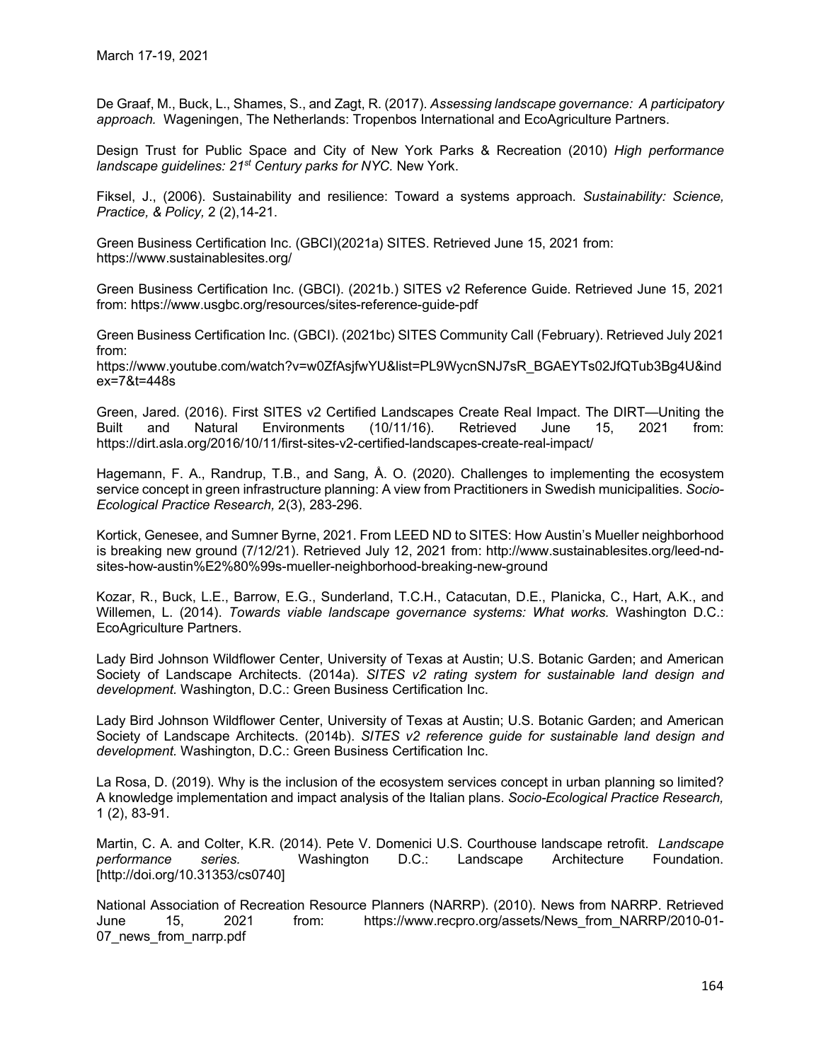De Graaf, M., Buck, L., Shames, S., and Zagt, R. (2017). *Assessing landscape governance: A participatory approach.* Wageningen, The Netherlands: Tropenbos International and EcoAgriculture Partners.

Design Trust for Public Space and City of New York Parks & Recreation (2010) *High performance landscape guidelines: 21st Century parks for NYC.* New York.

Fiksel, J., (2006). Sustainability and resilience: Toward a systems approach. *Sustainability: Science, Practice, & Policy,* 2 (2),14-21.

Green Business Certification Inc. (GBCI)(2021a) SITES. Retrieved June 15, 2021 from: https://www.sustainablesites.org/

Green Business Certification Inc. (GBCI). (2021b.) SITES v2 Reference Guide. Retrieved June 15, 2021 from: https://www.usgbc.org/resources/sites-reference-guide-pdf

Green Business Certification Inc. (GBCI). (2021bc) SITES Community Call (February). Retrieved July 2021 from:
https://www.youtube.com/watch?v=w0ZfAsjfwYU&list=PL9WycnSNJ7sR_BGAEYTs02JfQTub3Bg4U&index=7&t=448s

Green, Jared. (2016). First SITES v2 Certified Landscapes Create Real Impact. The DIRT—Uniting the Built and Natural Environments (10/11/16). Retrieved June 15, 2021 from: https://dirt.asla.org/2016/10/11/first-sites-v2-certified-landscapes-create-real-impact/

Hagemann, F. A., Randrup, T.B., and Sang, Å. O. (2020). Challenges to implementing the ecosystem service concept in green infrastructure planning: A view from Practitioners in Swedish municipalities. *Socio-Ecological Practice Research,* 2(3), 283-296.

Kortick, Genesee, and Sumner Byrne, 2021. From LEED ND to SITES: How Austin's Mueller neighborhood is breaking new ground (7/12/21). Retrieved July 12, 2021 from: http://www.sustainablesites.org/leed-nd-sites-how-austin%E2%80%99s-mueller-neighborhood-breaking-new-ground

Kozar, R., Buck, L.E., Barrow, E.G., Sunderland, T.C.H., Catacutan, D.E., Planicka, C., Hart, A.K., and Willemen, L. (2014). *Towards viable landscape governance systems: What works.* Washington D.C.: EcoAgriculture Partners.

Lady Bird Johnson Wildflower Center, University of Texas at Austin; U.S. Botanic Garden; and American Society of Landscape Architects. (2014a). *SITES v2 rating system for sustainable land design and development.* Washington, D.C.: Green Business Certification Inc.

Lady Bird Johnson Wildflower Center, University of Texas at Austin; U.S. Botanic Garden; and American Society of Landscape Architects. (2014b). *SITES v2 reference guide for sustainable land design and development.* Washington, D.C.: Green Business Certification Inc.

La Rosa, D. (2019). Why is the inclusion of the ecosystem services concept in urban planning so limited? A knowledge implementation and impact analysis of the Italian plans. *Socio-Ecological Practice Research,* 1 (2), 83-91.

Martin, C. A. and Colter, K.R. (2014). Pete V. Domenici U.S. Courthouse landscape retrofit. *Landscape performance series.* Washington D.C.: Landscape Architecture Foundation. [http://doi.org/10.31353/cs0740]

National Association of Recreation Resource Planners (NARRP). (2010). News from NARRP. Retrieved June 15, 2021 from: https://www.recpro.org/assets/News_from_NARRP/2010-01-07_news_from_narrp.pdf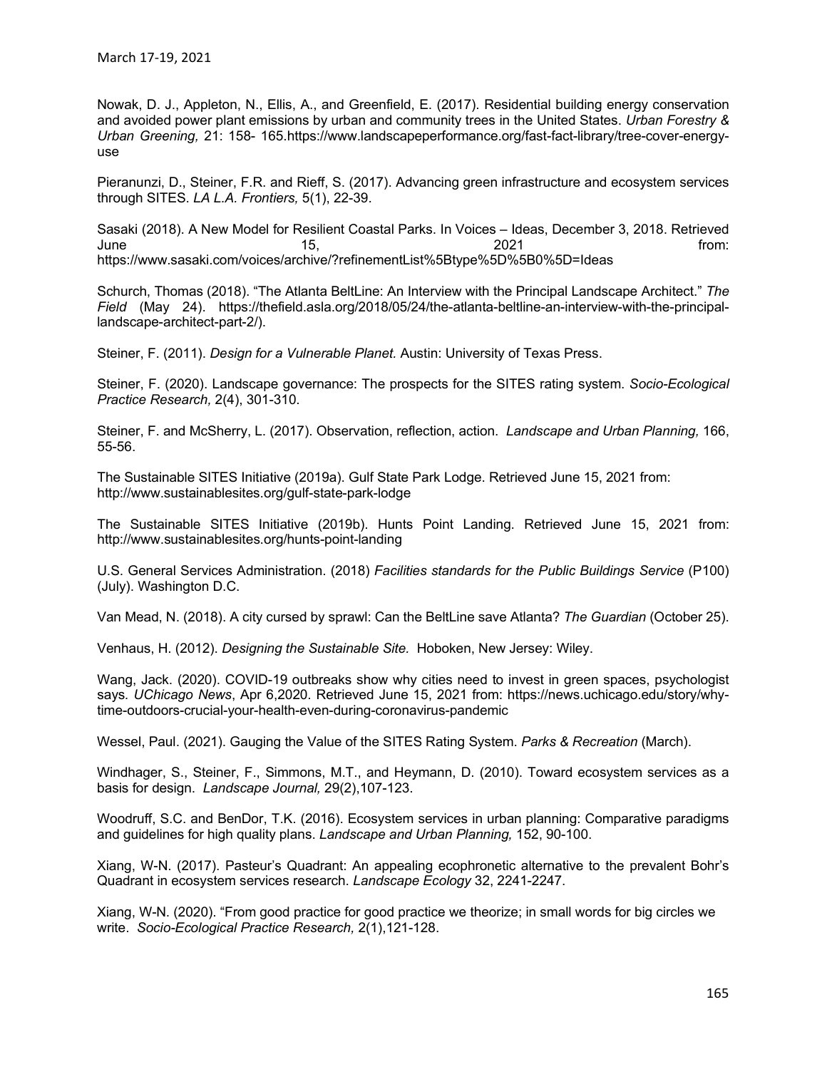Nowak, D. J., Appleton, N., Ellis, A., and Greenfield, E. (2017). Residential building energy conservation and avoided power plant emissions by urban and community trees in the United States. *Urban Forestry & Urban Greening,* 21: 158- 165.https://www.landscapeperformance.org/fast-fact-library/tree-cover-energy-use

Pieranunzi, D., Steiner, F.R. and Rieff, S. (2017). Advancing green infrastructure and ecosystem services through SITES. *LA L.A. Frontiers,* 5(1), 22-39.

Sasaki (2018). A New Model for Resilient Coastal Parks. In Voices – Ideas, December 3, 2018. Retrieved June 15, 2021 from: https://www.sasaki.com/voices/archive/?refinementList%5Btype%5D%5B0%5D=Ideas

Schurch, Thomas (2018). "The Atlanta BeltLine: An Interview with the Principal Landscape Architect." *The Field* (May 24). https://thefield.asla.org/2018/05/24/the-atlanta-beltline-an-interview-with-the-principal-landscape-architect-part-2/).

Steiner, F. (2011). *Design for a Vulnerable Planet.* Austin: University of Texas Press.

Steiner, F. (2020). Landscape governance: The prospects for the SITES rating system. *Socio-Ecological Practice Research,* 2(4), 301-310.

Steiner, F. and McSherry, L. (2017). Observation, reflection, action. *Landscape and Urban Planning,* 166, 55-56.

The Sustainable SITES Initiative (2019a). Gulf State Park Lodge. Retrieved June 15, 2021 from: http://www.sustainablesites.org/gulf-state-park-lodge

The Sustainable SITES Initiative (2019b). Hunts Point Landing. Retrieved June 15, 2021 from: http://www.sustainablesites.org/hunts-point-landing

U.S. General Services Administration. (2018) *Facilities standards for the Public Buildings Service* (P100) (July). Washington D.C.

Van Mead, N. (2018). A city cursed by sprawl: Can the BeltLine save Atlanta? *The Guardian* (October 25).

Venhaus, H. (2012). *Designing the Sustainable Site.* Hoboken, New Jersey: Wiley.

Wang, Jack. (2020). COVID-19 outbreaks show why cities need to invest in green spaces, psychologist says. *UChicago News*, Apr 6,2020. Retrieved June 15, 2021 from: https://news.uchicago.edu/story/why-time-outdoors-crucial-your-health-even-during-coronavirus-pandemic

Wessel, Paul. (2021). Gauging the Value of the SITES Rating System. *Parks & Recreation* (March).

Windhager, S., Steiner, F., Simmons, M.T., and Heymann, D. (2010). Toward ecosystem services as a basis for design. *Landscape Journal,* 29(2),107-123.

Woodruff, S.C. and BenDor, T.K. (2016). Ecosystem services in urban planning: Comparative paradigms and guidelines for high quality plans. *Landscape and Urban Planning,* 152, 90-100.

Xiang, W-N. (2017). Pasteur's Quadrant: An appealing ecophronetic alternative to the prevalent Bohr's Quadrant in ecosystem services research. *Landscape Ecology* 32, 2241-2247.

Xiang, W-N. (2020). "From good practice for good practice we theorize; in small words for big circles we write. *Socio-Ecological Practice Research,* 2(1),121-128.